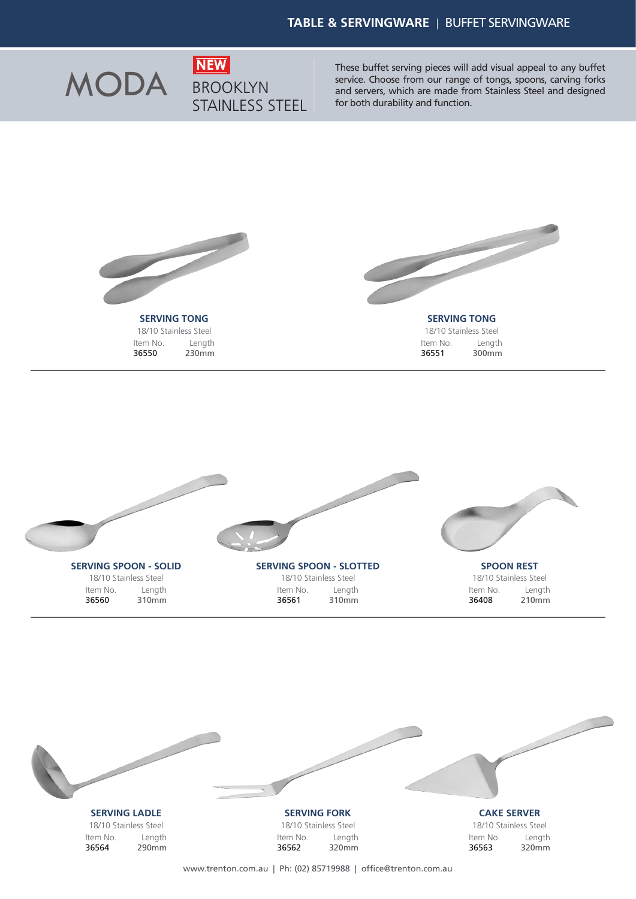TABLE & SERVINGWARE | BUFFET SERVINGWARE

# MODA

**NEW**

## BROOKLYN STAINLESS STEEL

These buffet serving pieces will add visual appeal to any buffet service. Choose from our range of tongs, spoons, carving forks and servers, which are made from Stainless Steel and designed for both durability and function.

**SERVING TONG**
18/10 Stainless Steel

| Item No. | Length |
|---|---|
| 36550 | 230mm |

**SERVING TONG**
18/10 Stainless Steel

| Item No. | Length |
|---|---|
| 36551 | 300mm |

**SERVING SPOON - SOLID**
18/10 Stainless Steel

| Item No. | Length |
|---|---|
| 36560 | 310mm |

**SERVING SPOON - SLOTTED**
18/10 Stainless Steel

| Item No. | Length |
|---|---|
| 36561 | 310mm |

**SPOON REST**
18/10 Stainless Steel

| Item No. | Length |
|---|---|
| 36408 | 210mm |

**SERVING LADLE**
18/10 Stainless Steel

| Item No. | Length |
|---|---|
| 36564 | 290mm |

**SERVING FORK**
18/10 Stainless Steel

| Item No. | Length |
|---|---|
| 36562 | 320mm |

**CAKE SERVER**
18/10 Stainless Steel

| Item No. | Length |
|---|---|
| 36563 | 320mm |

www.trenton.com.au | Ph: (02) 85719988 | office@trenton.com.au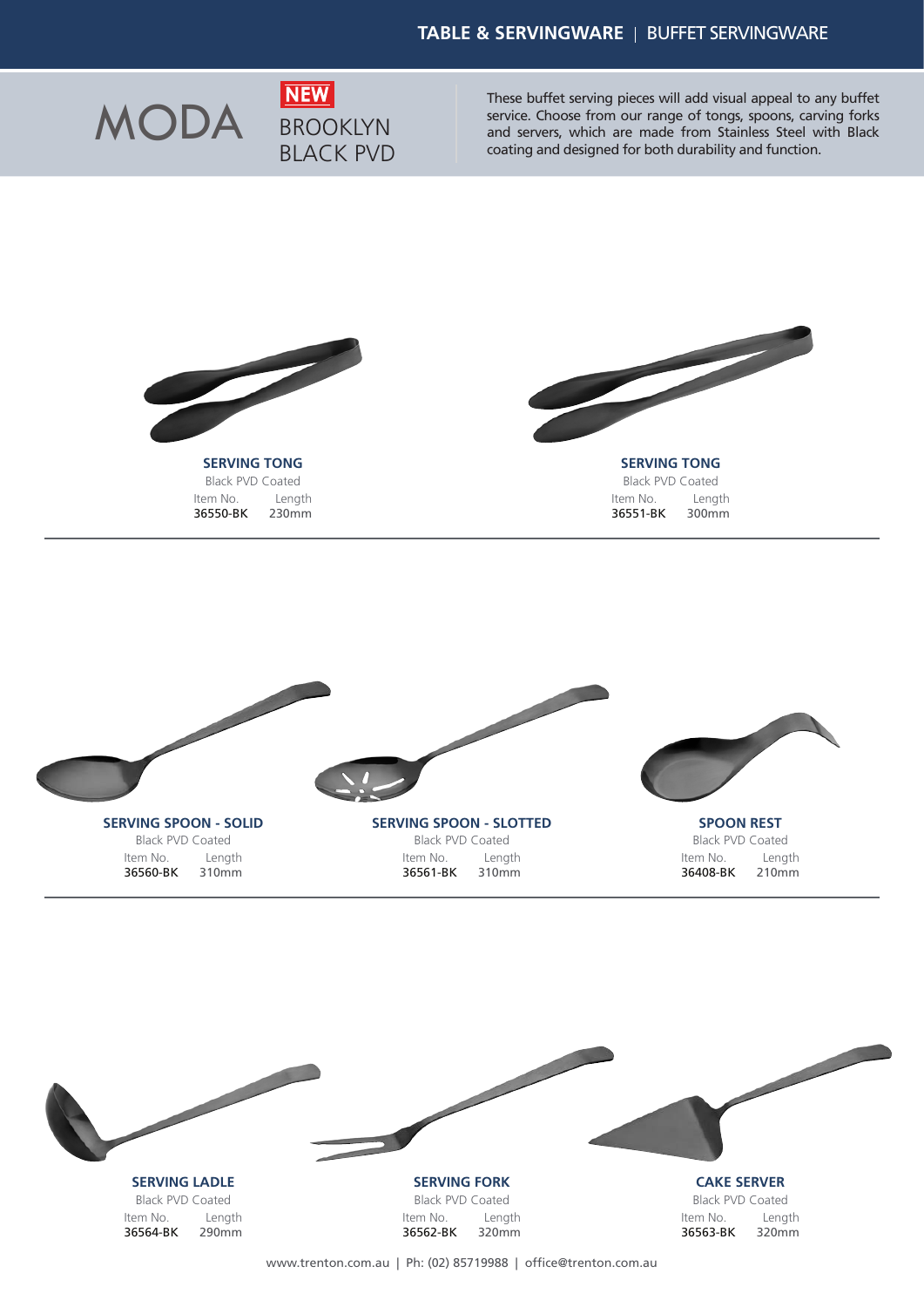TABLE & SERVINGWARE | BUFFET SERVINGWARE

# MODA

**NEW**

## BROOKLYN BLACK PVD

These buffet serving pieces will add visual appeal to any buffet service. Choose from our range of tongs, spoons, carving forks and servers, which are made from Stainless Steel with Black coating and designed for both durability and function.

### SERVING TONG
Black PVD Coated

| Item No. | Length |
| --- | --- |
| 36550-BK | 230mm |

### SERVING TONG
Black PVD Coated

| Item No. | Length |
| --- | --- |
| 36551-BK | 300mm |

---

### SERVING SPOON - SOLID
Black PVD Coated

| Item No. | Length |
| --- | --- |
| 36560-BK | 310mm |

### SERVING SPOON - SLOTTED
Black PVD Coated

| Item No. | Length |
| --- | --- |
| 36561-BK | 310mm |

### SPOON REST
Black PVD Coated

| Item No. | Length |
| --- | --- |
| 36408-BK | 210mm |

---

### SERVING LADLE
Black PVD Coated

| Item No. | Length |
| --- | --- |
| 36564-BK | 290mm |

### SERVING FORK
Black PVD Coated

| Item No. | Length |
| --- | --- |
| 36562-BK | 320mm |

### CAKE SERVER
Black PVD Coated

| Item No. | Length |
| --- | --- |
| 36563-BK | 320mm |

www.trenton.com.au | Ph: (02) 85719988 | office@trenton.com.au